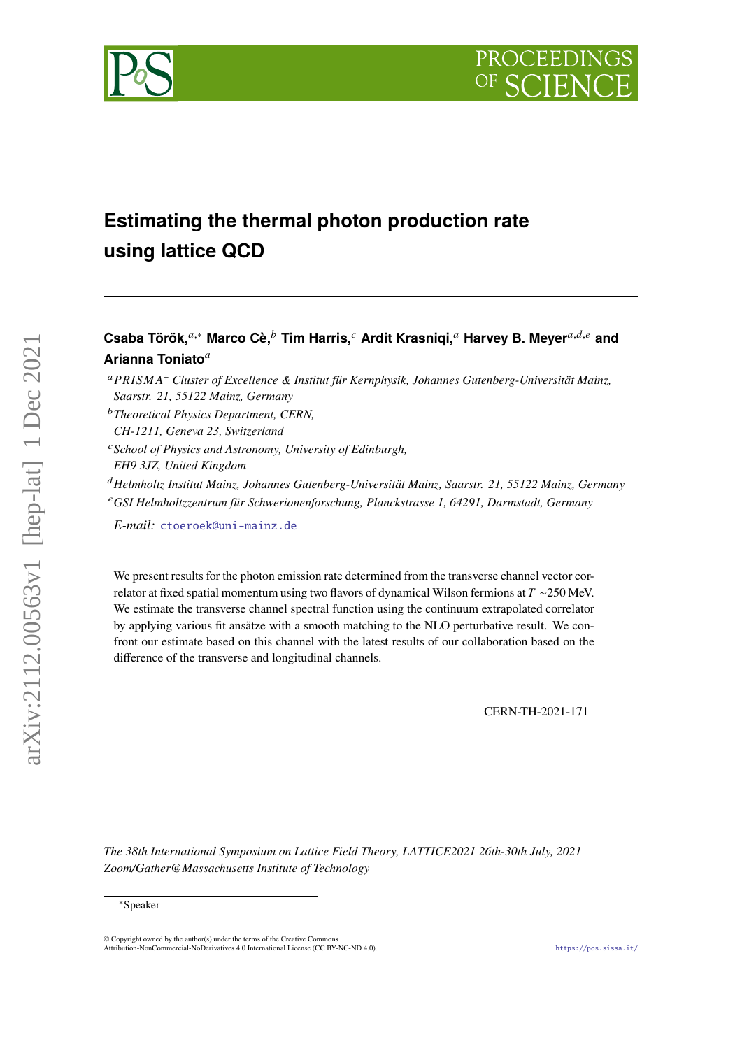# Estimating the thermal photon production rate using lattice QCD

**Csaba Török,**[a,*] **Marco Cè,**[b] **Tim Harris,**[c] **Ardit Krasniqi,**[a] **Harvey B. Meyer**[a,d,e] **and Arianna Toniato**[a]

[a] *PRISMA*[+] *Cluster of Excellence & Institut für Kernphysik, Johannes Gutenberg-Universität Mainz, Saarstr. 21, 55122 Mainz, Germany*

[b] *Theoretical Physics Department, CERN, CH-1211, Geneva 23, Switzerland*

[c] *School of Physics and Astronomy, University of Edinburgh, EH9 3JZ, United Kingdom*

[d] *Helmholtz Institut Mainz, Johannes Gutenberg-Universität Mainz, Saarstr. 21, 55122 Mainz, Germany*

[e] *GSI Helmholtzzentrum für Schwerionenforschung, Planckstrasse 1, 64291, Darmstadt, Germany*

*E-mail:* ctoeroek@uni-mainz.de

We present results for the photon emission rate determined from the transverse channel vector correlator at fixed spatial momentum using two flavors of dynamical Wilson fermions at $T \sim 250$ MeV. We estimate the transverse channel spectral function using the continuum extrapolated correlator by applying various fit ansätze with a smooth matching to the NLO perturbative result. We confront our estimate based on this channel with the latest results of our collaboration based on the difference of the transverse and longitudinal channels.

CERN-TH-2021-171

*The 38th International Symposium on Lattice Field Theory, LATTICE2021 26th-30th July, 2021 Zoom/Gather@Massachusetts Institute of Technology*

[*] Speaker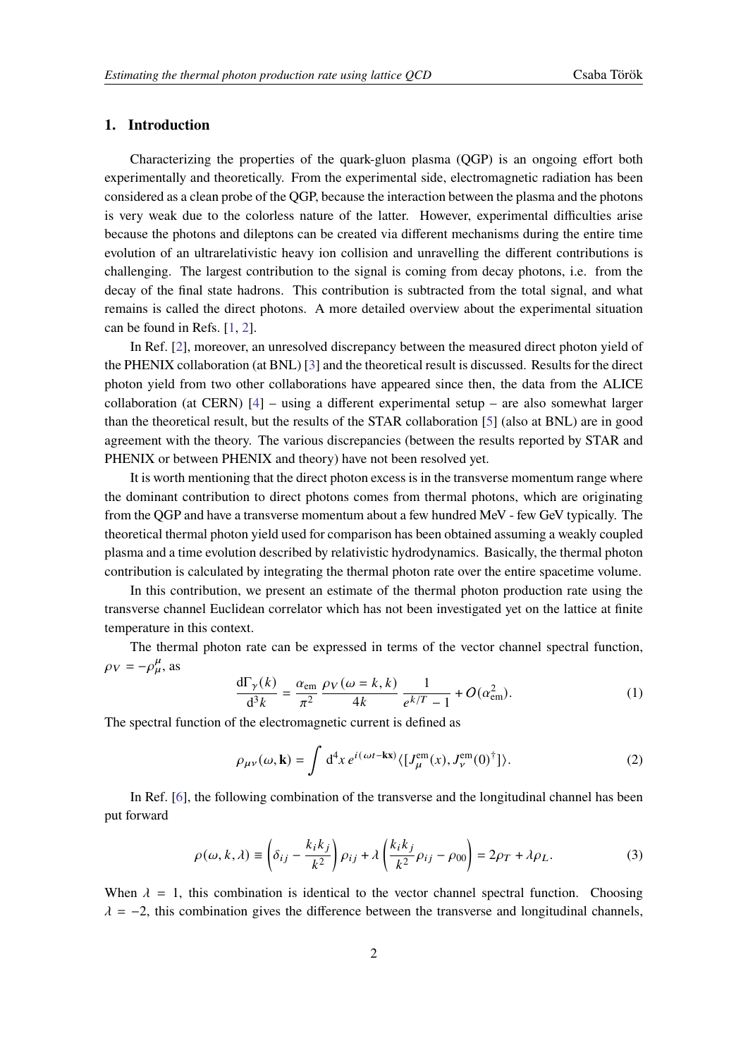## 1. Introduction

Characterizing the properties of the quark-gluon plasma (QGP) is an ongoing effort both experimentally and theoretically. From the experimental side, electromagnetic radiation has been considered as a clean probe of the QGP, because the interaction between the plasma and the photons is very weak due to the colorless nature of the latter. However, experimental difficulties arise because the photons and dileptons can be created via different mechanisms during the entire time evolution of an ultrarelativistic heavy ion collision and unravelling the different contributions is challenging. The largest contribution to the signal is coming from decay photons, i.e. from the decay of the final state hadrons. This contribution is subtracted from the total signal, and what remains is called the direct photons. A more detailed overview about the experimental situation can be found in Refs. [1, 2].

In Ref. [2], moreover, an unresolved discrepancy between the measured direct photon yield of the PHENIX collaboration (at BNL) [3] and the theoretical result is discussed. Results for the direct photon yield from two other collaborations have appeared since then, the data from the ALICE collaboration (at CERN) [4] – using a different experimental setup – are also somewhat larger than the theoretical result, but the results of the STAR collaboration [5] (also at BNL) are in good agreement with the theory. The various discrepancies (between the results reported by STAR and PHENIX or between PHENIX and theory) have not been resolved yet.

It is worth mentioning that the direct photon excess is in the transverse momentum range where the dominant contribution to direct photons comes from thermal photons, which are originating from the QGP and have a transverse momentum about a few hundred MeV - few GeV typically. The theoretical thermal photon yield used for comparison has been obtained assuming a weakly coupled plasma and a time evolution described by relativistic hydrodynamics. Basically, the thermal photon contribution is calculated by integrating the thermal photon rate over the entire spacetime volume.

In this contribution, we present an estimate of the thermal photon production rate using the transverse channel Euclidean correlator which has not been investigated yet on the lattice at finite temperature in this context.

The thermal photon rate can be expressed in terms of the vector channel spectral function, $\rho_V = -\rho^\mu_\mu$, as

$$\frac{\mathrm{d}\Gamma_\gamma(k)}{\mathrm{d}^3k} = \frac{\alpha_{\mathrm{em}}}{\pi^2}\,\frac{\rho_V(\omega = k, k)}{4k}\,\frac{1}{e^{k/T}-1} + O(\alpha_{\mathrm{em}}^2). \tag{1}$$

The spectral function of the electromagnetic current is defined as

$$\rho_{\mu\nu}(\omega, \mathbf{k}) = \int \mathrm{d}^4x\, e^{i(\omega t - \mathbf{kx})} \langle [J^{\mathrm{em}}_\mu(x), J^{\mathrm{em}}_\nu(0)^\dagger] \rangle. \tag{2}$$

In Ref. [6], the following combination of the transverse and the longitudinal channel has been put forward

$$\rho(\omega, k, \lambda) \equiv \left(\delta_{ij} - \frac{k_i k_j}{k^2}\right)\rho_{ij} + \lambda\left(\frac{k_i k_j}{k^2}\rho_{ij} - \rho_{00}\right) = 2\rho_T + \lambda\rho_L. \tag{3}$$

When $\lambda = 1$, this combination is identical to the vector channel spectral function. Choosing $\lambda = -2$, this combination gives the difference between the transverse and longitudinal channels,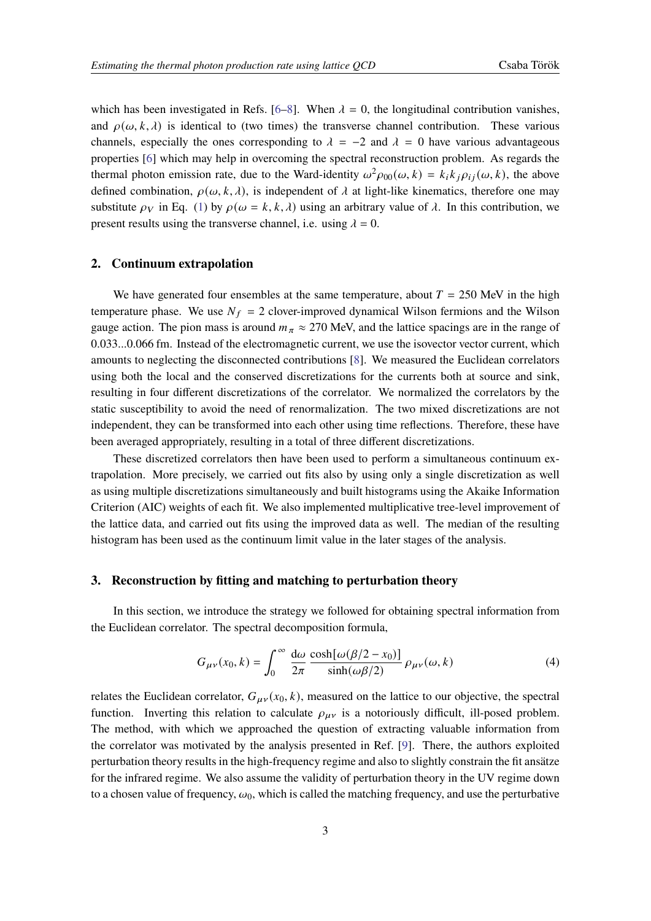which has been investigated in Refs. [6–8]. When $\lambda = 0$, the longitudinal contribution vanishes, and $\rho(\omega, k, \lambda)$ is identical to (two times) the transverse channel contribution. These various channels, especially the ones corresponding to $\lambda = -2$ and $\lambda = 0$ have various advantageous properties [6] which may help in overcoming the spectral reconstruction problem. As regards the thermal photon emission rate, due to the Ward-identity $\omega^2 \rho_{00}(\omega, k) = k_i k_j \rho_{ij}(\omega, k)$, the above defined combination, $\rho(\omega, k, \lambda)$, is independent of $\lambda$ at light-like kinematics, therefore one may substitute $\rho_V$ in Eq. (1) by $\rho(\omega = k, k, \lambda)$ using an arbitrary value of $\lambda$. In this contribution, we present results using the transverse channel, i.e. using $\lambda = 0$.

## 2. Continuum extrapolation

We have generated four ensembles at the same temperature, about $T = 250$ MeV in the high temperature phase. We use $N_f = 2$ clover-improved dynamical Wilson fermions and the Wilson gauge action. The pion mass is around $m_\pi \approx 270$ MeV, and the lattice spacings are in the range of 0.033...0.066 fm. Instead of the electromagnetic current, we use the isovector vector current, which amounts to neglecting the disconnected contributions [8]. We measured the Euclidean correlators using both the local and the conserved discretizations for the currents both at source and sink, resulting in four different discretizations of the correlator. We normalized the correlators by the static susceptibility to avoid the need of renormalization. The two mixed discretizations are not independent, they can be transformed into each other using time reflections. Therefore, these have been averaged appropriately, resulting in a total of three different discretizations.

These discretized correlators then have been used to perform a simultaneous continuum extrapolation. More precisely, we carried out fits also by using only a single discretization as well as using multiple discretizations simultaneously and built histograms using the Akaike Information Criterion (AIC) weights of each fit. We also implemented multiplicative tree-level improvement of the lattice data, and carried out fits using the improved data as well. The median of the resulting histogram has been used as the continuum limit value in the later stages of the analysis.

## 3. Reconstruction by fitting and matching to perturbation theory

In this section, we introduce the strategy we followed for obtaining spectral information from the Euclidean correlator. The spectral decomposition formula,

$$G_{\mu\nu}(x_0, k) = \int_0^\infty \frac{\mathrm{d}\omega}{2\pi} \, \frac{\cosh[\omega(\beta/2 - x_0)]}{\sinh(\omega\beta/2)} \, \rho_{\mu\nu}(\omega, k) \tag{4}$$

relates the Euclidean correlator, $G_{\mu\nu}(x_0, k)$, measured on the lattice to our objective, the spectral function. Inverting this relation to calculate $\rho_{\mu\nu}$ is a notoriously difficult, ill-posed problem. The method, with which we approached the question of extracting valuable information from the correlator was motivated by the analysis presented in Ref. [9]. There, the authors exploited perturbation theory results in the high-frequency regime and also to slightly constrain the fit ansätze for the infrared regime. We also assume the validity of perturbation theory in the UV regime down to a chosen value of frequency, $\omega_0$, which is called the matching frequency, and use the perturbative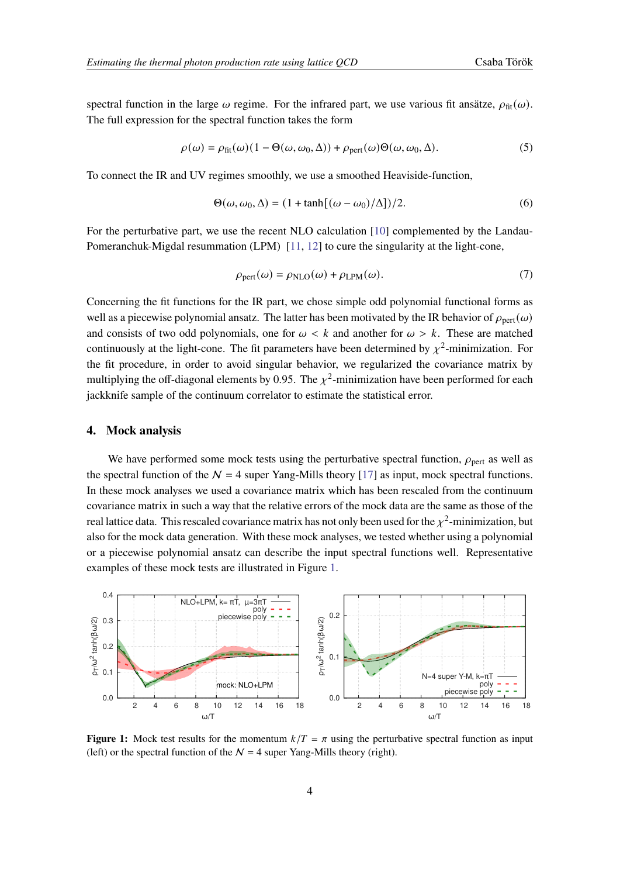spectral function in the large $\omega$ regime. For the infrared part, we use various fit ansätze, $\rho_{\text{fit}}(\omega)$. The full expression for the spectral function takes the form

$$\rho(\omega) = \rho_{\text{fit}}(\omega)(1 - \Theta(\omega, \omega_0, \Delta)) + \rho_{\text{pert}}(\omega)\Theta(\omega, \omega_0, \Delta). \tag{5}$$

To connect the IR and UV regimes smoothly, we use a smoothed Heaviside-function,

$$\Theta(\omega, \omega_0, \Delta) = (1 + \tanh[(\omega - \omega_0)/\Delta])/2. \tag{6}$$

For the perturbative part, we use the recent NLO calculation [10] complemented by the Landau-Pomeranchuk-Migdal resummation (LPM) [11, 12] to cure the singularity at the light-cone,

$$\rho_{\text{pert}}(\omega) = \rho_{\text{NLO}}(\omega) + \rho_{\text{LPM}}(\omega). \tag{7}$$

Concerning the fit functions for the IR part, we chose simple odd polynomial functional forms as well as a piecewise polynomial ansatz. The latter has been motivated by the IR behavior of $\rho_{\text{pert}}(\omega)$ and consists of two odd polynomials, one for $\omega < k$ and another for $\omega > k$. These are matched continuously at the light-cone. The fit parameters have been determined by $\chi^2$-minimization. For the fit procedure, in order to avoid singular behavior, we regularized the covariance matrix by multiplying the off-diagonal elements by 0.95. The $\chi^2$-minimization have been performed for each jackknife sample of the continuum correlator to estimate the statistical error.

## 4. Mock analysis

We have performed some mock tests using the perturbative spectral function, $\rho_{\text{pert}}$ as well as the spectral function of the $\mathcal{N} = 4$ super Yang-Mills theory [17] as input, mock spectral functions. In these mock analyses we used a covariance matrix which has been rescaled from the continuum covariance matrix in such a way that the relative errors of the mock data are the same as those of the real lattice data. This rescaled covariance matrix has not only been used for the $\chi^2$-minimization, but also for the mock data generation. With these mock analyses, we tested whether using a polynomial or a piecewise polynomial ansatz can describe the input spectral functions well. Representative examples of these mock tests are illustrated in Figure 1.

**Figure 1:** Mock test results for the momentum $k/T = \pi$ using the perturbative spectral function as input (left) or the spectral function of the $\mathcal{N} = 4$ super Yang-Mills theory (right).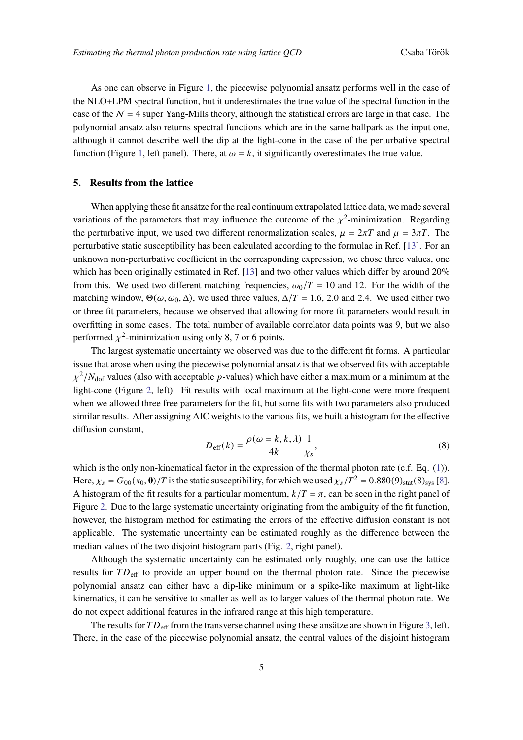As one can observe in Figure 1, the piecewise polynomial ansatz performs well in the case of the NLO+LPM spectral function, but it underestimates the true value of the spectral function in the case of the $\mathcal{N} = 4$ super Yang-Mills theory, although the statistical errors are large in that case. The polynomial ansatz also returns spectral functions which are in the same ballpark as the input one, although it cannot describe well the dip at the light-cone in the case of the perturbative spectral function (Figure 1, left panel). There, at $\omega = k$, it significantly overestimates the true value.

## 5. Results from the lattice

When applying these fit ansätze for the real continuum extrapolated lattice data, we made several variations of the parameters that may influence the outcome of the $\chi^2$-minimization. Regarding the perturbative input, we used two different renormalization scales, $\mu = 2\pi T$ and $\mu = 3\pi T$. The perturbative static susceptibility has been calculated according to the formulae in Ref. [13]. For an unknown non-perturbative coefficient in the corresponding expression, we chose three values, one which has been originally estimated in Ref. [13] and two other values which differ by around 20% from this. We used two different matching frequencies, $\omega_0/T = 10$ and 12. For the width of the matching window, $\Theta(\omega, \omega_0, \Delta)$, we used three values, $\Delta/T = 1.6$, 2.0 and 2.4. We used either two or three fit parameters, because we observed that allowing for more fit parameters would result in overfitting in some cases. The total number of available correlator data points was 9, but we also performed $\chi^2$-minimization using only 8, 7 or 6 points.

The largest systematic uncertainty we observed was due to the different fit forms. A particular issue that arose when using the piecewise polynomial ansatz is that we observed fits with acceptable $\chi^2/N_{\text{dof}}$ values (also with acceptable $p$-values) which have either a maximum or a minimum at the light-cone (Figure 2, left). Fit results with local maximum at the light-cone were more frequent when we allowed three free parameters for the fit, but some fits with two parameters also produced similar results. After assigning AIC weights to the various fits, we built a histogram for the effective diffusion constant,

$$D_{\text{eff}}(k) = \frac{\rho(\omega = k, k, \lambda)}{4k} \frac{1}{\chi_s}, \tag{8}$$

which is the only non-kinematical factor in the expression of the thermal photon rate (c.f. Eq. (1)). Here, $\chi_s = G_{00}(x_0, \mathbf{0})/T$ is the static susceptibility, for which we used $\chi_s/T^2 = 0.880(9)_{\text{stat}}(8)_{\text{sys}}$ [8]. A histogram of the fit results for a particular momentum, $k/T = \pi$, can be seen in the right panel of Figure 2. Due to the large systematic uncertainty originating from the ambiguity of the fit function, however, the histogram method for estimating the errors of the effective diffusion constant is not applicable. The systematic uncertainty can be estimated roughly as the difference between the median values of the two disjoint histogram parts (Fig. 2, right panel).

Although the systematic uncertainty can be estimated only roughly, one can use the lattice results for $TD_{\text{eff}}$ to provide an upper bound on the thermal photon rate. Since the piecewise polynomial ansatz can either have a dip-like minimum or a spike-like maximum at light-like kinematics, it can be sensitive to smaller as well as to larger values of the thermal photon rate. We do not expect additional features in the infrared range at this high temperature.

The results for $TD_{\text{eff}}$ from the transverse channel using these ansätze are shown in Figure 3, left. There, in the case of the piecewise polynomial ansatz, the central values of the disjoint histogram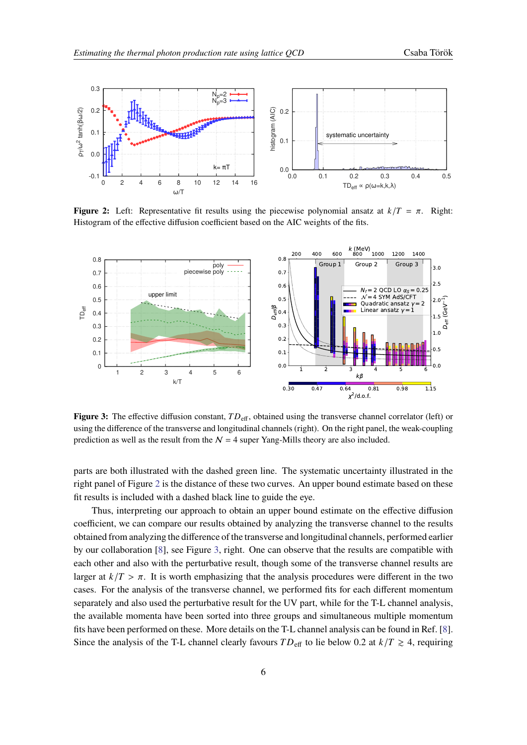**Figure 2:** Left: Representative fit results using the piecewise polynomial ansatz at $k/T = \pi$. Right: Histogram of the effective diffusion coefficient based on the AIC weights of the fits.

**Figure 3:** The effective diffusion constant, $TD_{\text{eff}}$, obtained using the transverse channel correlator (left) or using the difference of the transverse and longitudinal channels (right). On the right panel, the weak-coupling prediction as well as the result from the $\mathcal{N} = 4$ super Yang-Mills theory are also included.

parts are both illustrated with the dashed green line. The systematic uncertainty illustrated in the right panel of Figure 2 is the distance of these two curves. An upper bound estimate based on these fit results is included with a dashed black line to guide the eye.

Thus, interpreting our approach to obtain an upper bound estimate on the effective diffusion coefficient, we can compare our results obtained by analyzing the transverse channel to the results obtained from analyzing the difference of the transverse and longitudinal channels, performed earlier by our collaboration [8], see Figure 3, right. One can observe that the results are compatible with each other and also with the perturbative result, though some of the transverse channel results are larger at $k/T > \pi$. It is worth emphasizing that the analysis procedures were different in the two cases. For the analysis of the transverse channel, we performed fits for each different momentum separately and also used the perturbative result for the UV part, while for the T-L channel analysis, the available momenta have been sorted into three groups and simultaneous multiple momentum fits have been performed on these. More details on the T-L channel analysis can be found in Ref. [8]. Since the analysis of the T-L channel clearly favours $TD_{\text{eff}}$ to lie below 0.2 at $k/T \gtrsim 4$, requiring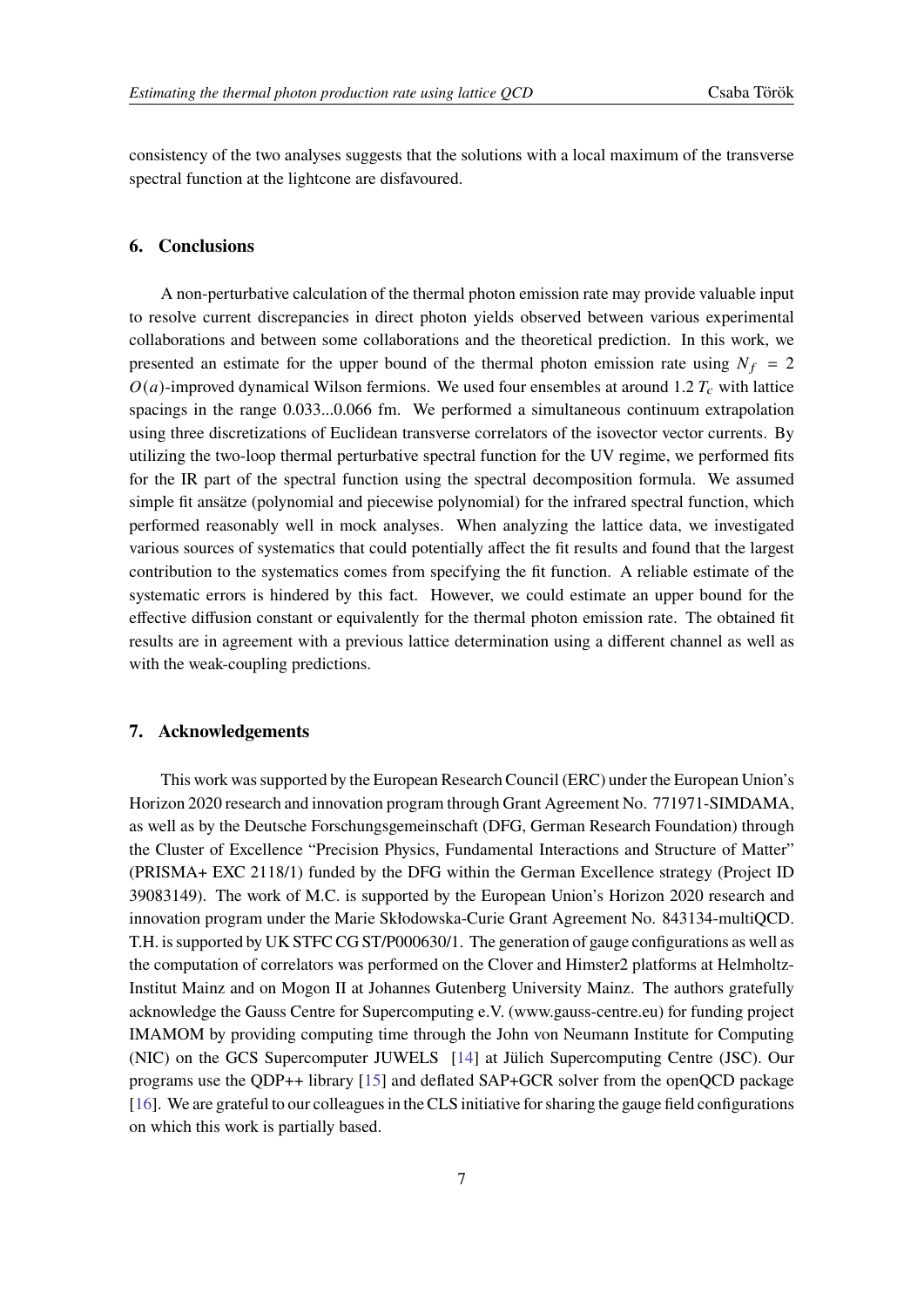consistency of the two analyses suggests that the solutions with a local maximum of the transverse spectral function at the lightcone are disfavoured.

## 6. Conclusions

A non-perturbative calculation of the thermal photon emission rate may provide valuable input to resolve current discrepancies in direct photon yields observed between various experimental collaborations and between some collaborations and the theoretical prediction. In this work, we presented an estimate for the upper bound of the thermal photon emission rate using $N_f = 2$ $O(a)$-improved dynamical Wilson fermions. We used four ensembles at around 1.2 $T_c$ with lattice spacings in the range 0.033...0.066 fm. We performed a simultaneous continuum extrapolation using three discretizations of Euclidean transverse correlators of the isovector vector currents. By utilizing the two-loop thermal perturbative spectral function for the UV regime, we performed fits for the IR part of the spectral function using the spectral decomposition formula. We assumed simple fit ansätze (polynomial and piecewise polynomial) for the infrared spectral function, which performed reasonably well in mock analyses. When analyzing the lattice data, we investigated various sources of systematics that could potentially affect the fit results and found that the largest contribution to the systematics comes from specifying the fit function. A reliable estimate of the systematic errors is hindered by this fact. However, we could estimate an upper bound for the effective diffusion constant or equivalently for the thermal photon emission rate. The obtained fit results are in agreement with a previous lattice determination using a different channel as well as with the weak-coupling predictions.

## 7. Acknowledgements

This work was supported by the European Research Council (ERC) under the European Union's Horizon 2020 research and innovation program through Grant Agreement No. 771971-SIMDAMA, as well as by the Deutsche Forschungsgemeinschaft (DFG, German Research Foundation) through the Cluster of Excellence "Precision Physics, Fundamental Interactions and Structure of Matter" (PRISMA+ EXC 2118/1) funded by the DFG within the German Excellence strategy (Project ID 39083149). The work of M.C. is supported by the European Union's Horizon 2020 research and innovation program under the Marie Skłodowska-Curie Grant Agreement No. 843134-multiQCD. T.H. is supported by UK STFC CG ST/P000630/1. The generation of gauge configurations as well as the computation of correlators was performed on the Clover and Himster2 platforms at Helmholtz-Institut Mainz and on Mogon II at Johannes Gutenberg University Mainz. The authors gratefully acknowledge the Gauss Centre for Supercomputing e.V. (www.gauss-centre.eu) for funding project IMAMOM by providing computing time through the John von Neumann Institute for Computing (NIC) on the GCS Supercomputer JUWELS [14] at Jülich Supercomputing Centre (JSC). Our programs use the QDP++ library [15] and deflated SAP+GCR solver from the openQCD package [16]. We are grateful to our colleagues in the CLS initiative for sharing the gauge field configurations on which this work is partially based.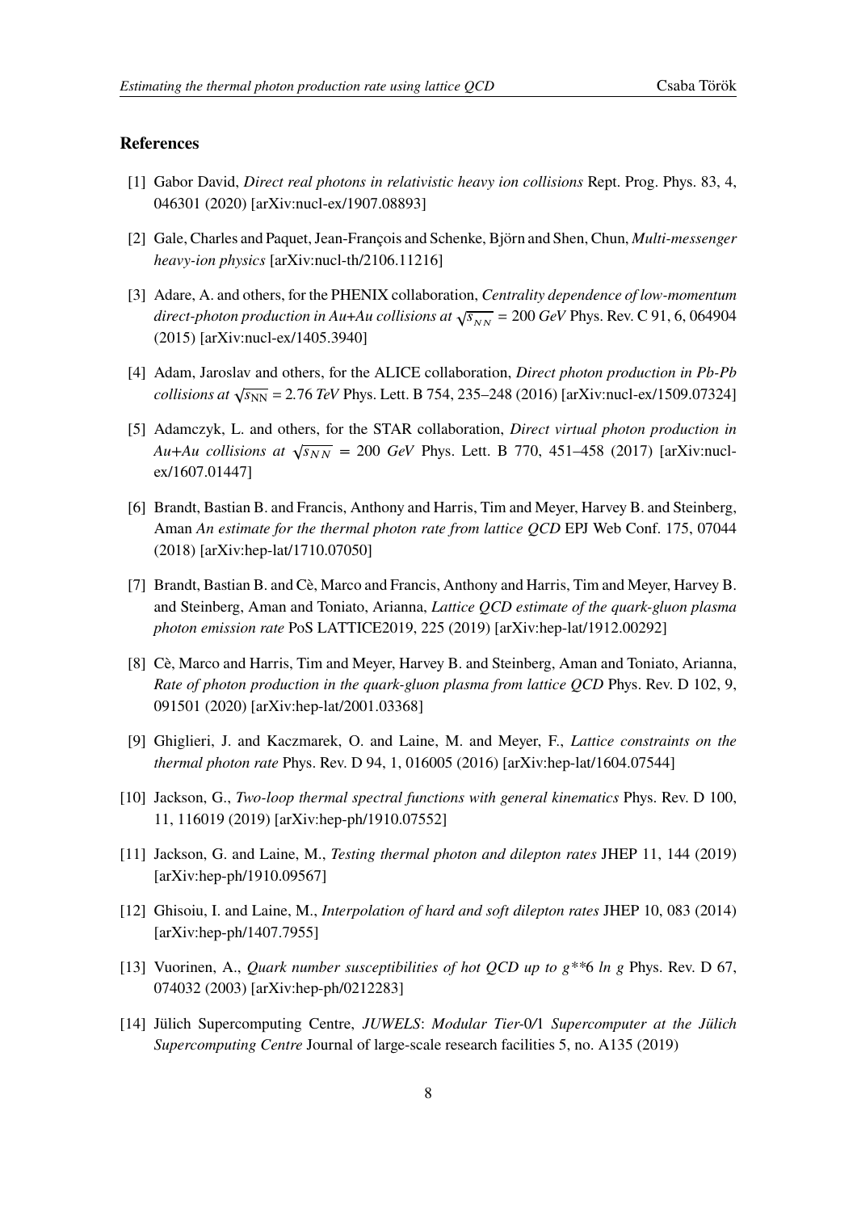## References

[1] Gabor David, *Direct real photons in relativistic heavy ion collisions* Rept. Prog. Phys. 83, 4, 046301 (2020) [arXiv:nucl-ex/1907.08893]

[2] Gale, Charles and Paquet, Jean-François and Schenke, Björn and Shen, Chun, *Multi-messenger heavy-ion physics* [arXiv:nucl-th/2106.11216]

[3] Adare, A. and others, for the PHENIX collaboration, *Centrality dependence of low-momentum direct-photon production in Au+Au collisions at* $\sqrt{s_{_{NN}}} = 200$ *GeV* Phys. Rev. C 91, 6, 064904 (2015) [arXiv:nucl-ex/1405.3940]

[4] Adam, Jaroslav and others, for the ALICE collaboration, *Direct photon production in Pb-Pb collisions at* $\sqrt{s_{\rm NN}} = 2.76$ *TeV* Phys. Lett. B 754, 235–248 (2016) [arXiv:nucl-ex/1509.07324]

[5] Adamczyk, L. and others, for the STAR collaboration, *Direct virtual photon production in Au+Au collisions at* $\sqrt{s_{NN}} = 200$ *GeV* Phys. Lett. B 770, 451–458 (2017) [arXiv:nucl-ex/1607.01447]

[6] Brandt, Bastian B. and Francis, Anthony and Harris, Tim and Meyer, Harvey B. and Steinberg, Aman *An estimate for the thermal photon rate from lattice QCD* EPJ Web Conf. 175, 07044 (2018) [arXiv:hep-lat/1710.07050]

[7] Brandt, Bastian B. and Cè, Marco and Francis, Anthony and Harris, Tim and Meyer, Harvey B. and Steinberg, Aman and Toniato, Arianna, *Lattice QCD estimate of the quark-gluon plasma photon emission rate* PoS LATTICE2019, 225 (2019) [arXiv:hep-lat/1912.00292]

[8] Cè, Marco and Harris, Tim and Meyer, Harvey B. and Steinberg, Aman and Toniato, Arianna, *Rate of photon production in the quark-gluon plasma from lattice QCD* Phys. Rev. D 102, 9, 091501 (2020) [arXiv:hep-lat/2001.03368]

[9] Ghiglieri, J. and Kaczmarek, O. and Laine, M. and Meyer, F., *Lattice constraints on the thermal photon rate* Phys. Rev. D 94, 1, 016005 (2016) [arXiv:hep-lat/1604.07544]

[10] Jackson, G., *Two-loop thermal spectral functions with general kinematics* Phys. Rev. D 100, 11, 116019 (2019) [arXiv:hep-ph/1910.07552]

[11] Jackson, G. and Laine, M., *Testing thermal photon and dilepton rates* JHEP 11, 144 (2019) [arXiv:hep-ph/1910.09567]

[12] Ghisoiu, I. and Laine, M., *Interpolation of hard and soft dilepton rates* JHEP 10, 083 (2014) [arXiv:hep-ph/1407.7955]

[13] Vuorinen, A., *Quark number susceptibilities of hot QCD up to g**6 ln g* Phys. Rev. D 67, 074032 (2003) [arXiv:hep-ph/0212283]

[14] Jülich Supercomputing Centre, *JUWELS: Modular Tier-0/1 Supercomputer at the Jülich Supercomputing Centre* Journal of large-scale research facilities 5, no. A135 (2019)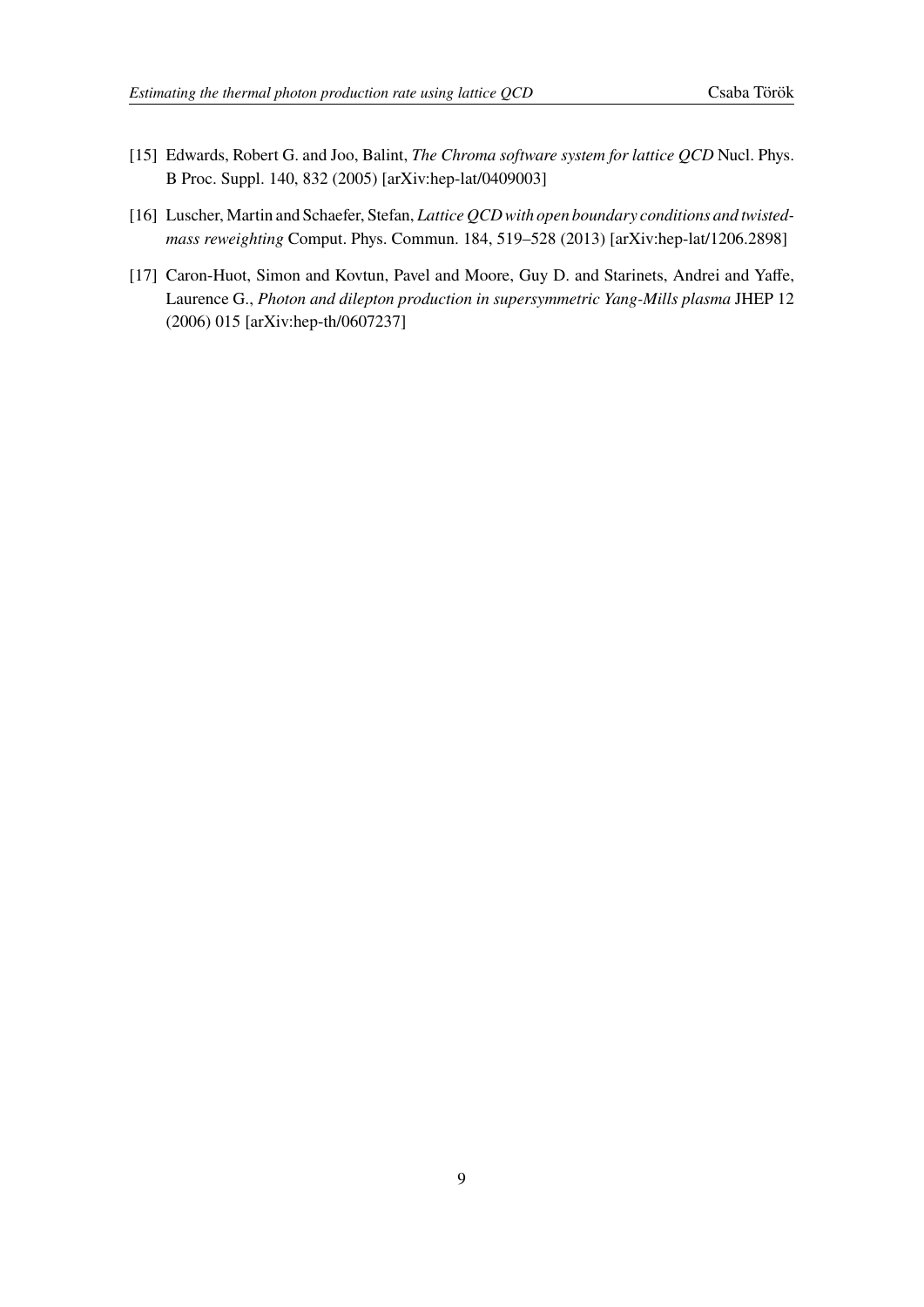[15] Edwards, Robert G. and Joo, Balint, *The Chroma software system for lattice QCD* Nucl. Phys. B Proc. Suppl. 140, 832 (2005) [arXiv:hep-lat/0409003]

[16] Luscher, Martin and Schaefer, Stefan, *Lattice QCD with open boundary conditions and twisted-mass reweighting* Comput. Phys. Commun. 184, 519–528 (2013) [arXiv:hep-lat/1206.2898]

[17] Caron-Huot, Simon and Kovtun, Pavel and Moore, Guy D. and Starinets, Andrei and Yaffe, Laurence G., *Photon and dilepton production in supersymmetric Yang-Mills plasma* JHEP 12 (2006) 015 [arXiv:hep-th/0607237]